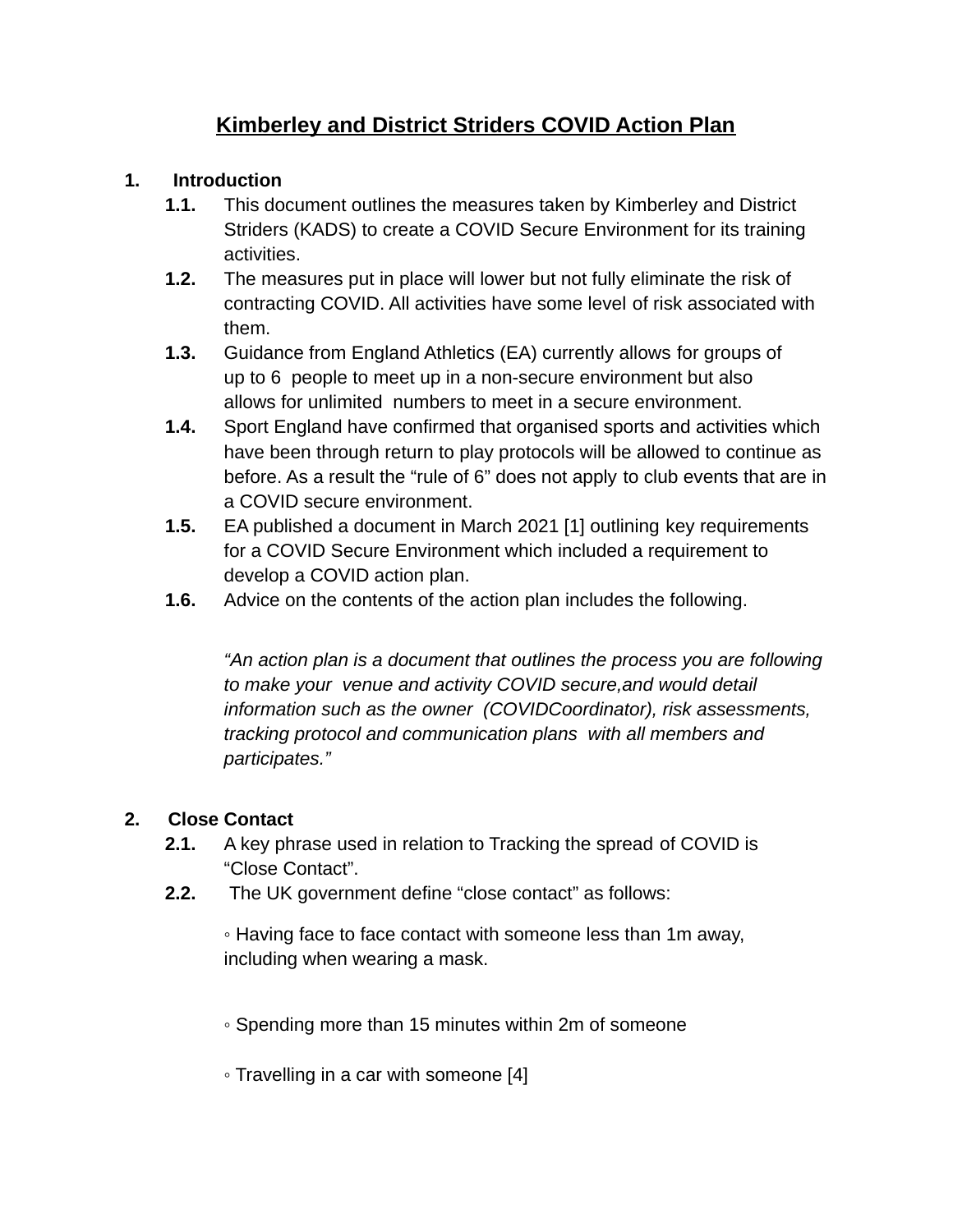# Kimberley and District Striders COVID Action Plan

**1. Introduction**

**1.1.** This document outlines the measures taken by Kimberley and District Striders (KADS) to create a COVID Secure Environment for its training activities.

**1.2.** The measures put in place will lower but not fully eliminate the risk of contracting COVID. All activities have some level of risk associated with them.

**1.3.** Guidance from England Athletics (EA) currently allows for groups of up to 6 people to meet up in a non-secure environment but also allows for unlimited numbers to meet in a secure environment.

**1.4.** Sport England have confirmed that organised sports and activities which have been through return to play protocols will be allowed to continue as before. As a result the "rule of 6" does not apply to club events that are in a COVID secure environment.

**1.5.** EA published a document in March 2021 [1] outlining key requirements for a COVID Secure Environment which included a requirement to develop a COVID action plan.

**1.6.** Advice on the contents of the action plan includes the following.

*"An action plan is a document that outlines the process you are following to make your venue and activity COVID secure,and would detail information such as the owner (COVIDCoordinator), risk assessments, tracking protocol and communication plans with all members and participates."*

**2. Close Contact**

**2.1.** A key phrase used in relation to Tracking the spread of COVID is "Close Contact".

**2.2.** The UK government define "close contact" as follows:

◦ Having face to face contact with someone less than 1m away, including when wearing a mask.

◦ Spending more than 15 minutes within 2m of someone

◦ Travelling in a car with someone [4]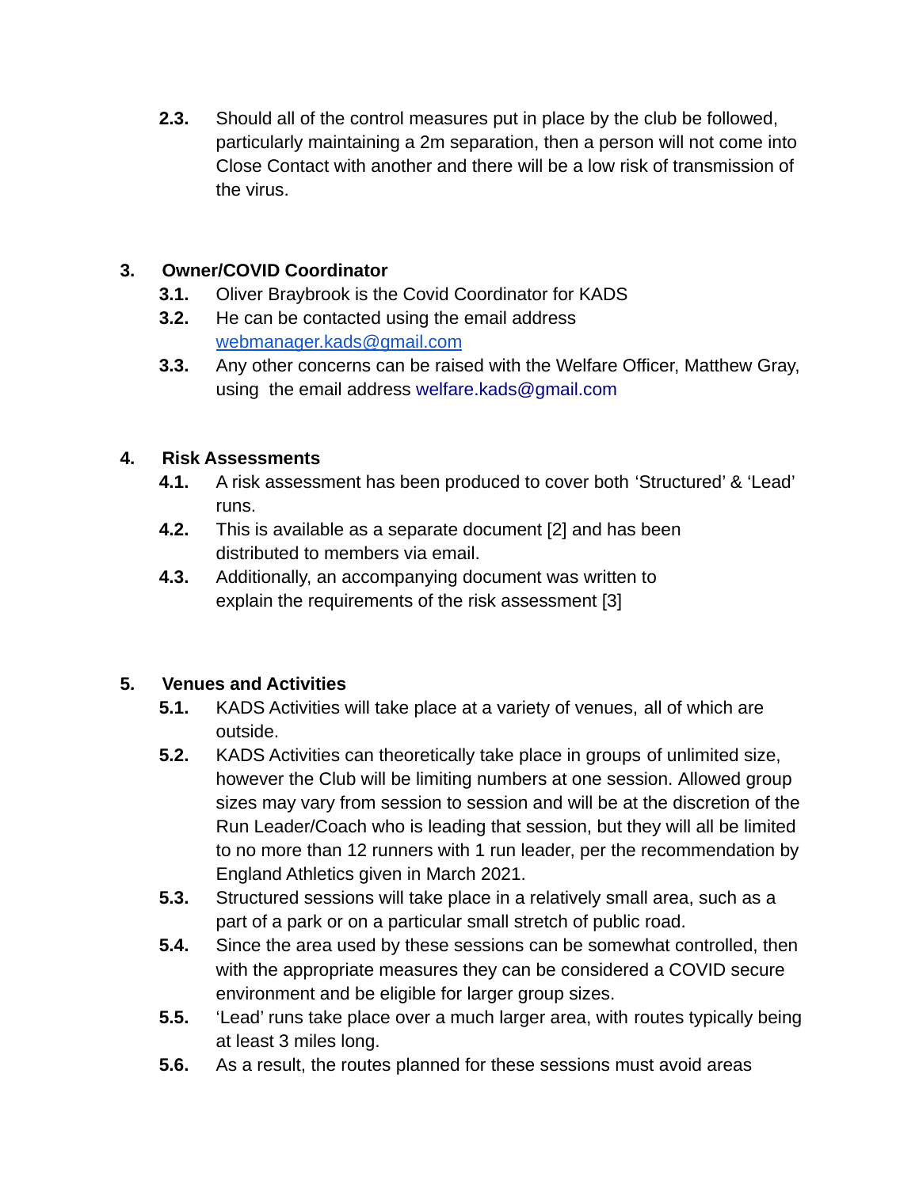**2.3.** Should all of the control measures put in place by the club be followed, particularly maintaining a 2m separation, then a person will not come into Close Contact with another and there will be a low risk of transmission of the virus.

## 3. Owner/COVID Coordinator

**3.1.** Oliver Braybrook is the Covid Coordinator for KADS

**3.2.** He can be contacted using the email address [webmanager.kads@gmail.com](mailto:webmanager.kads@gmail.com)

**3.3.** Any other concerns can be raised with the Welfare Officer, Matthew Gray, using the email address welfare.kads@gmail.com

## 4. Risk Assessments

**4.1.** A risk assessment has been produced to cover both 'Structured' & 'Lead' runs.

**4.2.** This is available as a separate document [2] and has been distributed to members via email.

**4.3.** Additionally, an accompanying document was written to explain the requirements of the risk assessment [3]

## 5. Venues and Activities

**5.1.** KADS Activities will take place at a variety of venues, all of which are outside.

**5.2.** KADS Activities can theoretically take place in groups of unlimited size, however the Club will be limiting numbers at one session. Allowed group sizes may vary from session to session and will be at the discretion of the Run Leader/Coach who is leading that session, but they will all be limited to no more than 12 runners with 1 run leader, per the recommendation by England Athletics given in March 2021.

**5.3.** Structured sessions will take place in a relatively small area, such as a part of a park or on a particular small stretch of public road.

**5.4.** Since the area used by these sessions can be somewhat controlled, then with the appropriate measures they can be considered a COVID secure environment and be eligible for larger group sizes.

**5.5.** 'Lead' runs take place over a much larger area, with routes typically being at least 3 miles long.

**5.6.** As a result, the routes planned for these sessions must avoid areas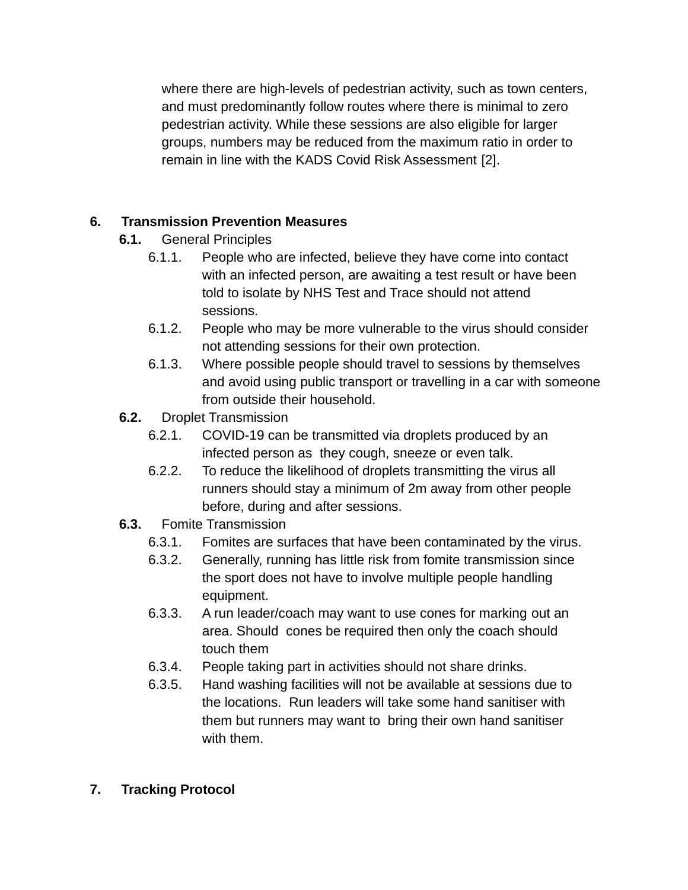where there are high-levels of pedestrian activity, such as town centers, and must predominantly follow routes where there is minimal to zero pedestrian activity. While these sessions are also eligible for larger groups, numbers may be reduced from the maximum ratio in order to remain in line with the KADS Covid Risk Assessment [2].

## 6. Transmission Prevention Measures

### 6.1. General Principles

- 6.1.1. People who are infected, believe they have come into contact with an infected person, are awaiting a test result or have been told to isolate by NHS Test and Trace should not attend sessions.
- 6.1.2. People who may be more vulnerable to the virus should consider not attending sessions for their own protection.
- 6.1.3. Where possible people should travel to sessions by themselves and avoid using public transport or travelling in a car with someone from outside their household.

### 6.2. Droplet Transmission

- 6.2.1. COVID-19 can be transmitted via droplets produced by an infected person as they cough, sneeze or even talk.
- 6.2.2. To reduce the likelihood of droplets transmitting the virus all runners should stay a minimum of 2m away from other people before, during and after sessions.

### 6.3. Fomite Transmission

- 6.3.1. Fomites are surfaces that have been contaminated by the virus.
- 6.3.2. Generally, running has little risk from fomite transmission since the sport does not have to involve multiple people handling equipment.
- 6.3.3. A run leader/coach may want to use cones for marking out an area. Should cones be required then only the coach should touch them
- 6.3.4. People taking part in activities should not share drinks.
- 6.3.5. Hand washing facilities will not be available at sessions due to the locations. Run leaders will take some hand sanitiser with them but runners may want to bring their own hand sanitiser with them.

## 7. Tracking Protocol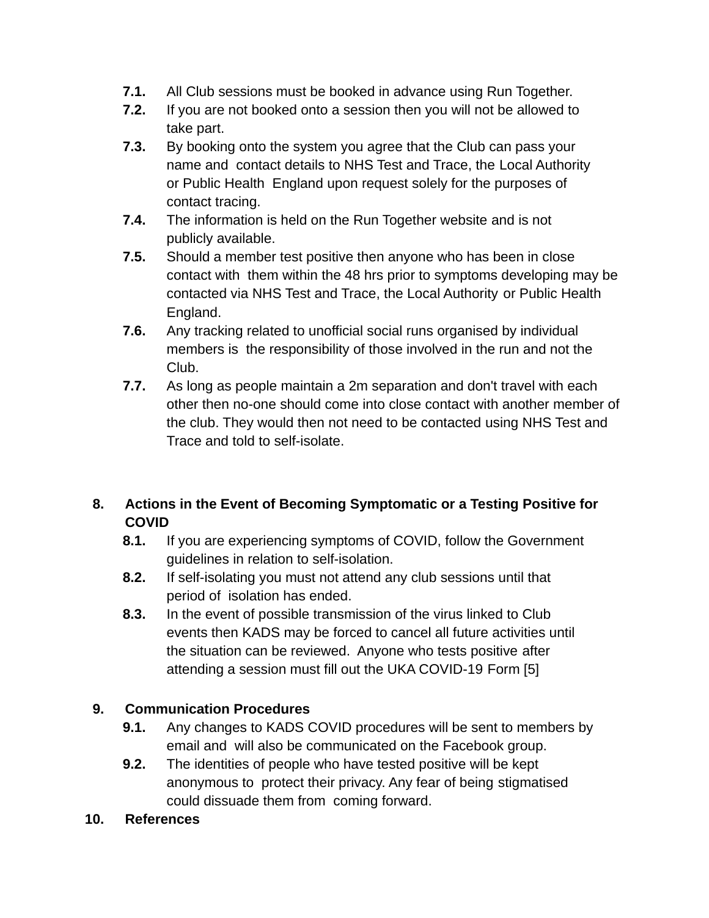- **7.1.** All Club sessions must be booked in advance using Run Together.
- **7.2.** If you are not booked onto a session then you will not be allowed to take part.
- **7.3.** By booking onto the system you agree that the Club can pass your name and contact details to NHS Test and Trace, the Local Authority or Public Health England upon request solely for the purposes of contact tracing.
- **7.4.** The information is held on the Run Together website and is not publicly available.
- **7.5.** Should a member test positive then anyone who has been in close contact with them within the 48 hrs prior to symptoms developing may be contacted via NHS Test and Trace, the Local Authority or Public Health England.
- **7.6.** Any tracking related to unofficial social runs organised by individual members is the responsibility of those involved in the run and not the Club.
- **7.7.** As long as people maintain a 2m separation and don't travel with each other then no-one should come into close contact with another member of the club. They would then not need to be contacted using NHS Test and Trace and told to self-isolate.

## 8. Actions in the Event of Becoming Symptomatic or a Testing Positive for COVID

- **8.1.** If you are experiencing symptoms of COVID, follow the Government guidelines in relation to self-isolation.
- **8.2.** If self-isolating you must not attend any club sessions until that period of isolation has ended.
- **8.3.** In the event of possible transmission of the virus linked to Club events then KADS may be forced to cancel all future activities until the situation can be reviewed. Anyone who tests positive after attending a session must fill out the UKA COVID-19 Form [5]

## 9. Communication Procedures

- **9.1.** Any changes to KADS COVID procedures will be sent to members by email and will also be communicated on the Facebook group.
- **9.2.** The identities of people who have tested positive will be kept anonymous to protect their privacy. Any fear of being stigmatised could dissuade them from coming forward.

## 10. References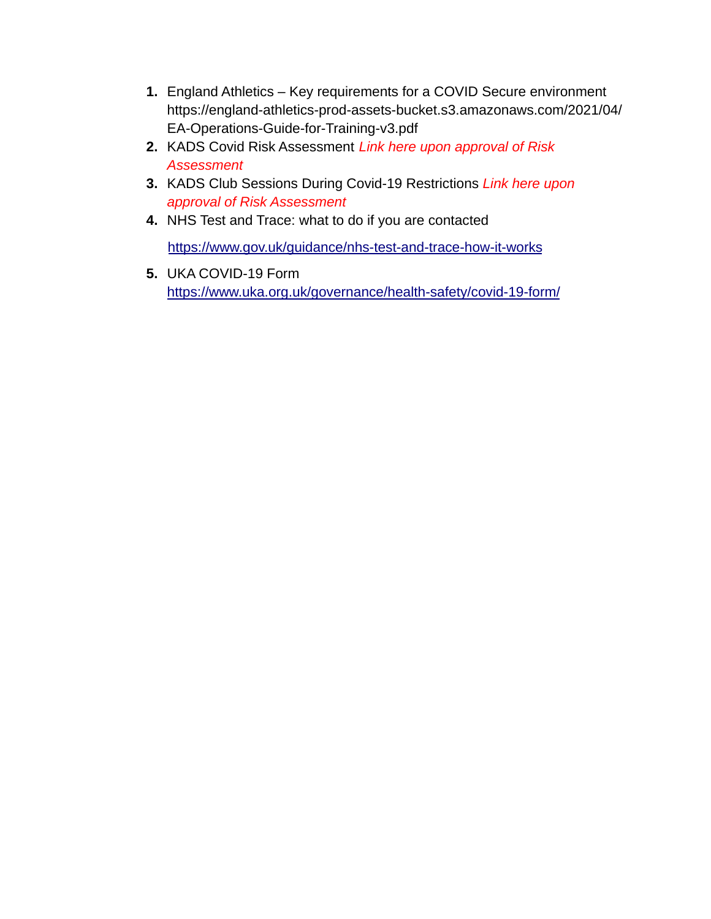1. England Athletics – Key requirements for a COVID Secure environment https://england-athletics-prod-assets-bucket.s3.amazonaws.com/2021/04/EA-Operations-Guide-for-Training-v3.pdf
2. KADS Covid Risk Assessment *Link here upon approval of Risk Assessment*
3. KADS Club Sessions During Covid-19 Restrictions *Link here upon approval of Risk Assessment*
4. NHS Test and Trace: what to do if you are contacted

   https://www.gov.uk/guidance/nhs-test-and-trace-how-it-works
5. UKA COVID-19 Form https://www.uka.org.uk/governance/health-safety/covid-19-form/